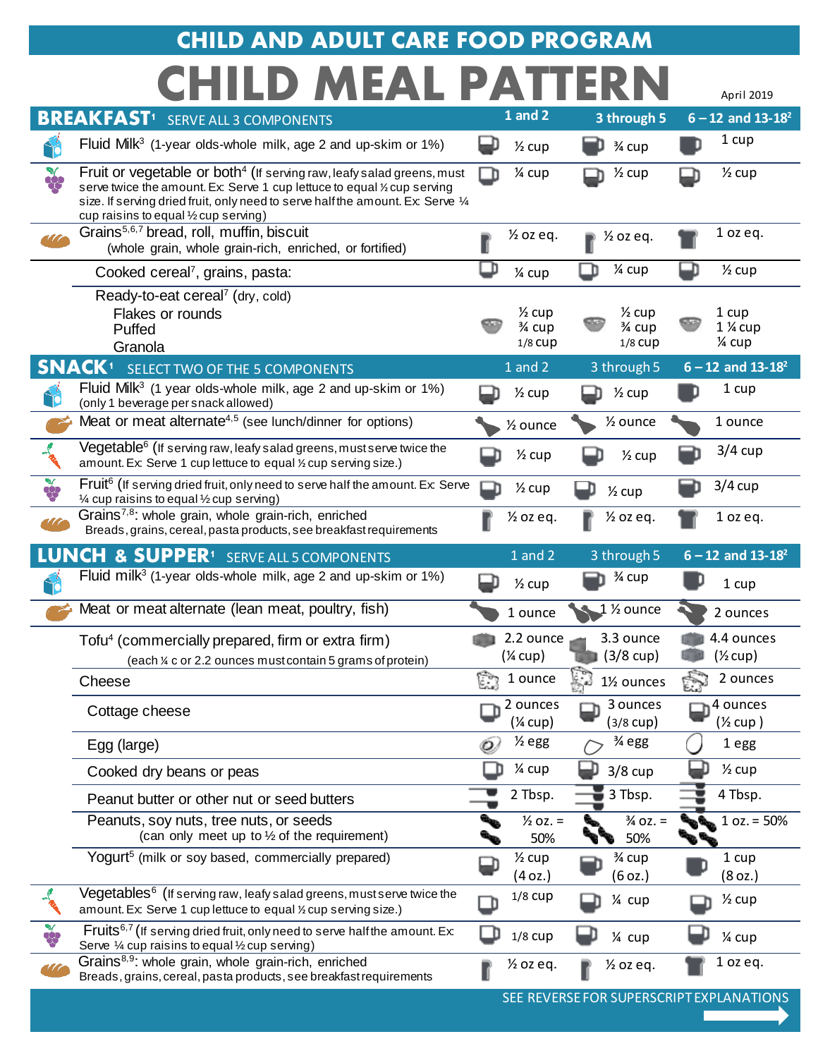# CHILD AND ADULT CARE FOOD PROGRAM

# CHILD MEAL PATTERN

April 2019

## BREAKFAST[1] SERVE ALL 3 COMPONENTS

| | 1 and 2 | 3 through 5 | 6 – 12 and 13-18[2] |
|---|---|---|---|
| Fluid Milk[3] (1-year olds-whole milk, age 2 and up-skim or 1%) | ½ cup | ¾ cup | 1 cup |
| Fruit or vegetable or both[4] (If serving raw, leafy salad greens, must serve twice the amount. Ex: Serve 1 cup lettuce to equal ½ cup serving size. If serving dried fruit, only need to serve half the amount. Ex: Serve ¼ cup raisins to equal ½ cup serving) | ¼ cup | ½ cup | ½ cup |
| Grains[5,6,7] bread, roll, muffin, biscuit (whole grain, whole grain-rich, enriched, or fortified) | ½ oz eq. | ½ oz eq. | 1 oz eq. |
| Cooked cereal[7], grains, pasta: | ¼ cup | ¼ cup | ½ cup |
| Ready-to-eat cereal[7] (dry, cold) | | | |
| Flakes or rounds | ½ cup | ½ cup | 1 cup |
| Puffed | ¾ cup | ¾ cup | 1 ¼ cup |
| Granola | 1/8 cup | 1/8 cup | ¼ cup |

## SNACK[1] SELECT TWO OF THE 5 COMPONENTS

| | 1 and 2 | 3 through 5 | 6 – 12 and 13-18[2] |
|---|---|---|---|
| Fluid Milk[3] (1 year olds-whole milk, age 2 and up-skim or 1%) (only 1 beverage per snack allowed) | ½ cup | ½ cup | 1 cup |
| Meat or meat alternate[4,5] (see lunch/dinner for options) | ½ ounce | ½ ounce | 1 ounce |
| Vegetable[6] (If serving raw, leafy salad greens, must serve twice the amount. Ex: Serve 1 cup lettuce to equal ½ cup serving size.) | ½ cup | ½ cup | 3/4 cup |
| Fruit[6] (If serving dried fruit, only need to serve half the amount. Ex: Serve ¼ cup raisins to equal ½ cup serving) | ½ cup | ½ cup | 3/4 cup |
| Grains[7,8]: whole grain, whole grain-rich, enriched Breads, grains, cereal, pasta products, see breakfast requirements | ½ oz eq. | ½ oz eq. | 1 oz eq. |

## LUNCH & SUPPER[1] SERVE ALL 5 COMPONENTS

| | 1 and 2 | 3 through 5 | 6 – 12 and 13-18[2] |
|---|---|---|---|
| Fluid milk[3] (1-year olds-whole milk, age 2 and up-skim or 1%) | ½ cup | ¾ cup | 1 cup |
| Meat or meat alternate (lean meat, poultry, fish) | 1 ounce | 1 ½ ounce | 2 ounces |
| Tofu[4] (commercially prepared, firm or extra firm) (each ¼ c or 2.2 ounces must contain 5 grams of protein) | 2.2 ounce (¼ cup) | 3.3 ounce (3/8 cup) | 4.4 ounces (½ cup) |
| Cheese | 1 ounce | 1½ ounces | 2 ounces |
| Cottage cheese | 2 ounces (¼ cup) | 3 ounces (3/8 cup) | 4 ounces (½ cup) |
| Egg (large) | ½ egg | ¾ egg | 1 egg |
| Cooked dry beans or peas | ¼ cup | 3/8 cup | ½ cup |
| Peanut butter or other nut or seed butters | 2 Tbsp. | 3 Tbsp. | 4 Tbsp. |
| Peanuts, soy nuts, tree nuts, or seeds (can only meet up to ½ of the requirement) | ½ oz. = 50% | ¾ oz. = 50% | 1 oz. = 50% |
| Yogurt[5] (milk or soy based, commercially prepared) | ½ cup (4 oz.) | ¾ cup (6 oz.) | 1 cup (8 oz.) |
| Vegetables[6] (If serving raw, leafy salad greens, must serve twice the amount. Ex: Serve 1 cup lettuce to equal ½ cup serving size.) | 1/8 cup | ¼ cup | ½ cup |
| Fruits[6,7] (If serving dried fruit, only need to serve half the amount. Ex: Serve ¼ cup raisins to equal ½ cup serving) | 1/8 cup | ¼ cup | ¼ cup |
| Grains[8,9]: whole grain, whole grain-rich, enriched Breads, grains, cereal, pasta products, see breakfast requirements | ½ oz eq. | ½ oz eq. | 1 oz eq. |

SEE REVERSE FOR SUPERSCRIPT EXPLANATIONS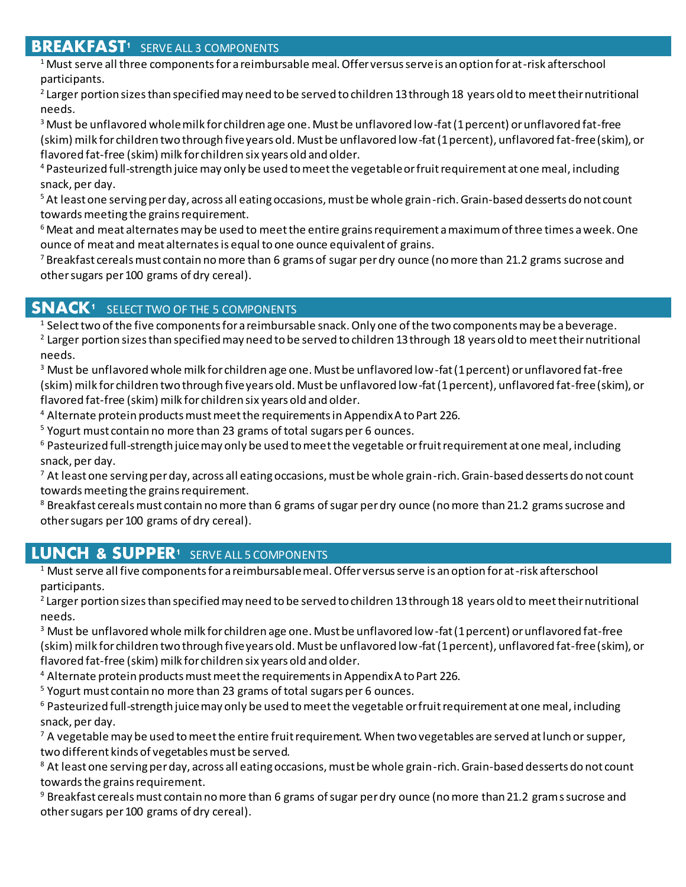## BREAKFAST[1] SERVE ALL 3 COMPONENTS

[1] Must serve all three components for a reimbursable meal. Offer versus serve is an option for at-risk afterschool participants.
[2] Larger portion sizes than specified may need to be served to children 13 through 18 years old to meet their nutritional needs.
[3] Must be unflavored whole milk for children age one. Must be unflavored low-fat (1 percent) or unflavored fat-free (skim) milk for children two through five years old. Must be unflavored low-fat (1 percent), unflavored fat-free (skim), or flavored fat-free (skim) milk for children six years old and older.
[4] Pasteurized full-strength juice may only be used to meet the vegetable or fruit requirement at one meal, including snack, per day.
[5] At least one serving per day, across all eating occasions, must be whole grain-rich. Grain-based desserts do not count towards meeting the grains requirement.
[6] Meat and meat alternates may be used to meet the entire grains requirement a maximum of three times a week. One ounce of meat and meat alternates is equal to one ounce equivalent of grains.
[7] Breakfast cereals must contain no more than 6 grams of sugar per dry ounce (no more than 21.2 grams sucrose and other sugars per 100 grams of dry cereal).

## SNACK[1] SELECT TWO OF THE 5 COMPONENTS

[1] Select two of the five components for a reimbursable snack. Only one of the two components may be a beverage.
[2] Larger portion sizes than specified may need to be served to children 13 through 18 years old to meet their nutritional needs.
[3] Must be unflavored whole milk for children age one. Must be unflavored low-fat (1 percent) or unflavored fat-free (skim) milk for children two through five years old. Must be unflavored low-fat (1 percent), unflavored fat-free (skim), or flavored fat-free (skim) milk for children six years old and older.
[4] Alternate protein products must meet the requirements in Appendix A to Part 226.
[5] Yogurt must contain no more than 23 grams of total sugars per 6 ounces.
[6] Pasteurized full-strength juice may only be used to meet the vegetable or fruit requirement at one meal, including snack, per day.
[7] At least one serving per day, across all eating occasions, must be whole grain-rich. Grain-based desserts do not count towards meeting the grains requirement.
[8] Breakfast cereals must contain no more than 6 grams of sugar per dry ounce (no more than 21.2 grams sucrose and other sugars per 100 grams of dry cereal).

## LUNCH & SUPPER[1] SERVE ALL 5 COMPONENTS

[1] Must serve all five components for a reimbursable meal. Offer versus serve is an option for at-risk afterschool participants.
[2] Larger portion sizes than specified may need to be served to children 13 through 18 years old to meet their nutritional needs.
[3] Must be unflavored whole milk for children age one. Must be unflavored low-fat (1 percent) or unflavored fat-free (skim) milk for children two through five years old. Must be unflavored low-fat (1 percent), unflavored fat-free (skim), or flavored fat-free (skim) milk for children six years old and older.
[4] Alternate protein products must meet the requirements in Appendix A to Part 226.
[5] Yogurt must contain no more than 23 grams of total sugars per 6 ounces.
[6] Pasteurized full-strength juice may only be used to meet the vegetable or fruit requirement at one meal, including snack, per day.
[7] A vegetable may be used to meet the entire fruit requirement. When two vegetables are served at lunch or supper, two different kinds of vegetables must be served.
[8] At least one serving per day, across all eating occasions, must be whole grain-rich. Grain-based desserts do not count towards meeting the grains requirement.
[9] Breakfast cereals must contain no more than 6 grams of sugar per dry ounce (no more than 21.2 grams sucrose and other sugars per 100 grams of dry cereal).